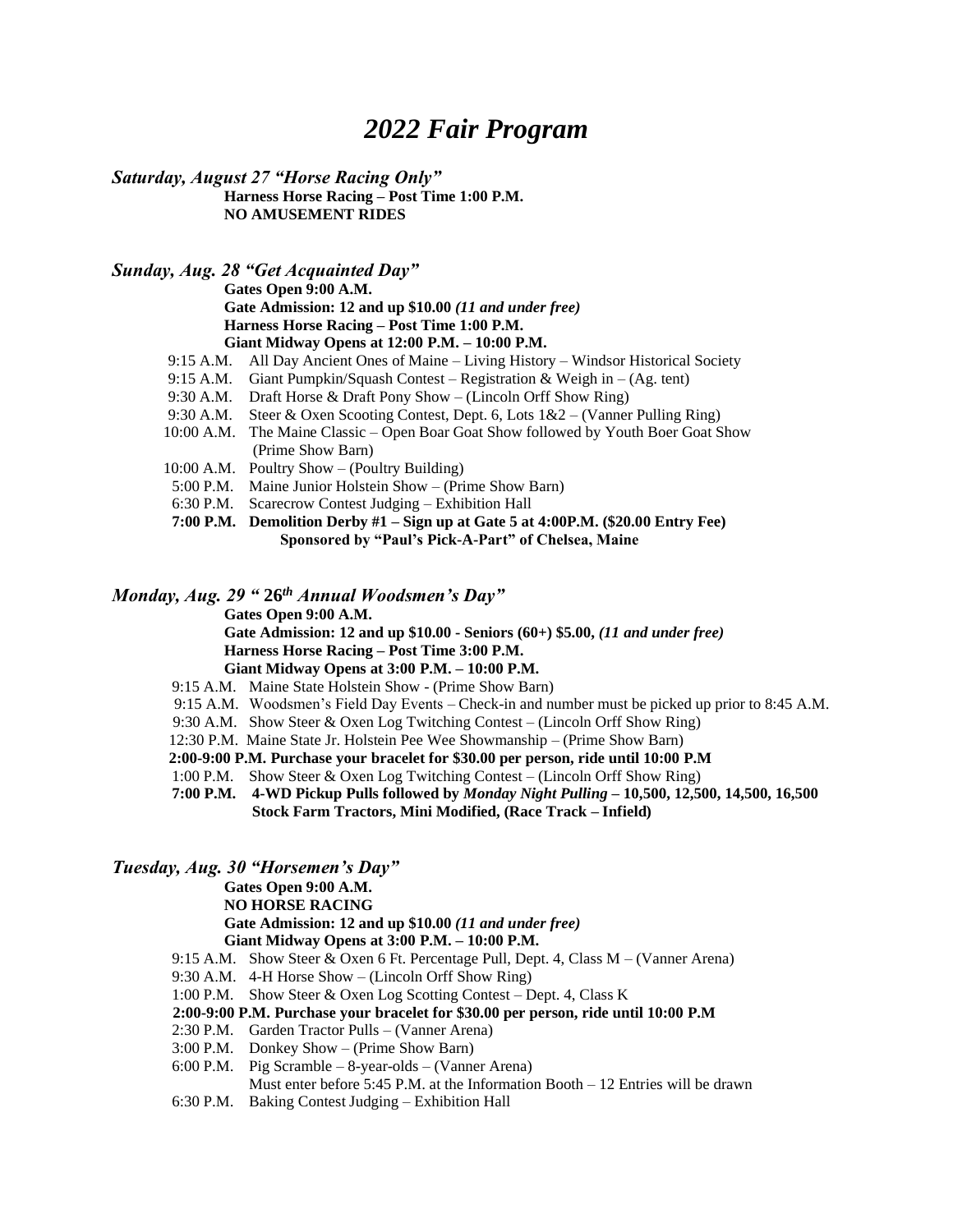# *2022 Fair Program*

***Saturday, August 27 "Horse Racing Only"***

**Harness Horse Racing – Post Time 1:00 P.M.**
**NO AMUSEMENT RIDES**

***Sunday, Aug. 28 "Get Acquainted Day"***

**Gates Open 9:00 A.M.**
**Gate Admission: 12 and up $10.00** ***(11 and under free)***
**Harness Horse Racing – Post Time 1:00 P.M.**
**Giant Midway Opens at 12:00 P.M. – 10:00 P.M.**

9:15 A.M. All Day Ancient Ones of Maine – Living History – Windsor Historical Society
9:15 A.M. Giant Pumpkin/Squash Contest – Registration & Weigh in – (Ag. tent)
9:30 A.M. Draft Horse & Draft Pony Show – (Lincoln Orff Show Ring)
9:30 A.M. Steer & Oxen Scooting Contest, Dept. 6, Lots 1&2 – (Vanner Pulling Ring)
10:00 A.M. The Maine Classic – Open Boar Goat Show followed by Youth Boer Goat Show (Prime Show Barn)
10:00 A.M. Poultry Show – (Poultry Building)
5:00 P.M. Maine Junior Holstein Show – (Prime Show Barn)
6:30 P.M. Scarecrow Contest Judging – Exhibition Hall
**7:00 P.M. Demolition Derby #1 – Sign up at Gate 5 at 4:00P.M. ($20.00 Entry Fee)**
**Sponsored by "Paul's Pick-A-Part" of Chelsea, Maine**

***Monday, Aug. 29 "* 26*th* *Annual Woodsmen's Day"***

**Gates Open 9:00 A.M.**
**Gate Admission: 12 and up $10.00 - Seniors (60+) $5.00,** ***(11 and under free)***
**Harness Horse Racing – Post Time 3:00 P.M.**
**Giant Midway Opens at 3:00 P.M. – 10:00 P.M.**

9:15 A.M. Maine State Holstein Show - (Prime Show Barn)
9:15 A.M. Woodsmen's Field Day Events – Check-in and number must be picked up prior to 8:45 A.M.
9:30 A.M. Show Steer & Oxen Log Twitching Contest – (Lincoln Orff Show Ring)
12:30 P.M. Maine State Jr. Holstein Pee Wee Showmanship – (Prime Show Barn)
**2:00-9:00 P.M. Purchase your bracelet for $30.00 per person, ride until 10:00 P.M**
1:00 P.M. Show Steer & Oxen Log Twitching Contest – (Lincoln Orff Show Ring)
**7:00 P.M. 4-WD Pickup Pulls followed by** ***Monday Night Pulling*** **– 10,500, 12,500, 14,500, 16,500 Stock Farm Tractors, Mini Modified, (Race Track – Infield)**

***Tuesday, Aug. 30 "Horsemen's Day"***

**Gates Open 9:00 A.M.**
**NO HORSE RACING**
**Gate Admission: 12 and up $10.00** ***(11 and under free)***
**Giant Midway Opens at 3:00 P.M. – 10:00 P.M.**

9:15 A.M. Show Steer & Oxen 6 Ft. Percentage Pull, Dept. 4, Class M – (Vanner Arena)
9:30 A.M. 4-H Horse Show – (Lincoln Orff Show Ring)
1:00 P.M. Show Steer & Oxen Log Scotting Contest – Dept. 4, Class K
**2:00-9:00 P.M. Purchase your bracelet for $30.00 per person, ride until 10:00 P.M**
2:30 P.M. Garden Tractor Pulls – (Vanner Arena)
3:00 P.M. Donkey Show – (Prime Show Barn)
6:00 P.M. Pig Scramble – 8-year-olds – (Vanner Arena)
Must enter before 5:45 P.M. at the Information Booth – 12 Entries will be drawn
6:30 P.M. Baking Contest Judging – Exhibition Hall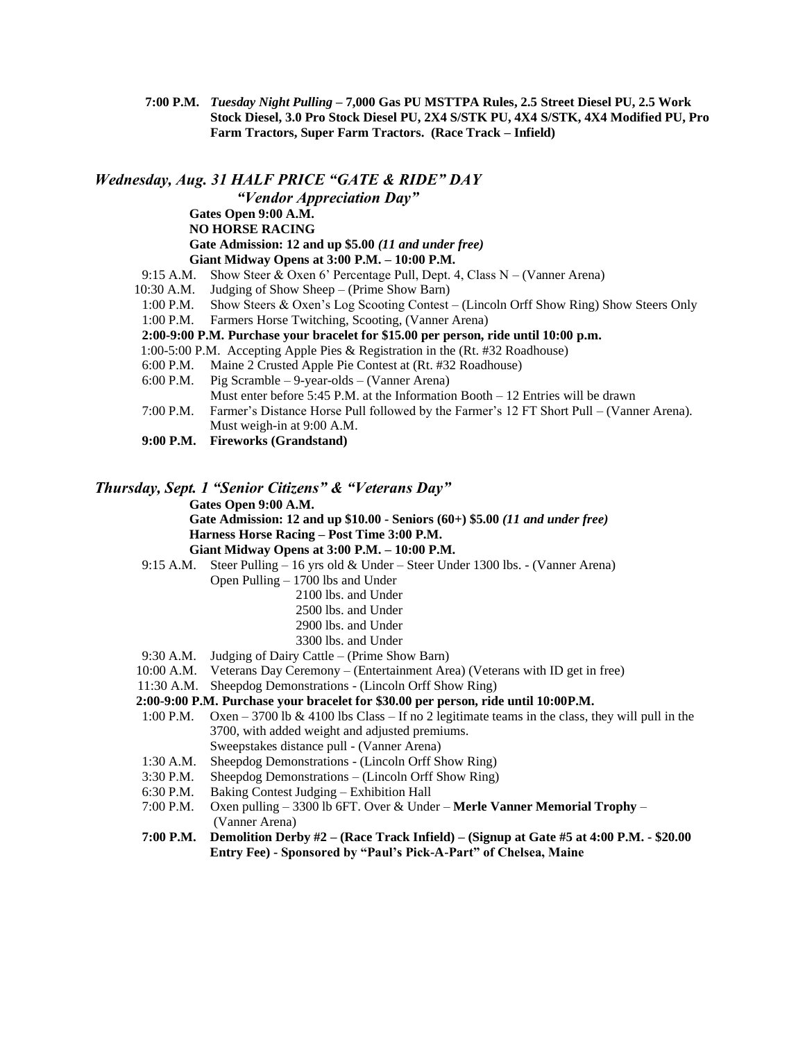**7:00 P.M.** ***Tuesday Night Pulling*** **– 7,000 Gas PU MSTTPA Rules, 2.5 Street Diesel PU, 2.5 Work Stock Diesel, 3.0 Pro Stock Diesel PU, 2X4 S/STK PU, 4X4 S/STK, 4X4 Modified PU, Pro Farm Tractors, Super Farm Tractors. (Race Track – Infield)**

## *Wednesday, Aug. 31 HALF PRICE "GATE & RIDE" DAY*

### *"Vendor Appreciation Day"*

**Gates Open 9:00 A.M.**
**NO HORSE RACING**
**Gate Admission: 12 and up $5.00** ***(11 and under free)***
**Giant Midway Opens at 3:00 P.M. – 10:00 P.M.**

9:15 A.M. Show Steer & Oxen 6' Percentage Pull, Dept. 4, Class N – (Vanner Arena)
10:30 A.M. Judging of Show Sheep – (Prime Show Barn)
1:00 P.M. Show Steers & Oxen's Log Scooting Contest – (Lincoln Orff Show Ring) Show Steers Only
1:00 P.M. Farmers Horse Twitching, Scooting, (Vanner Arena)
**2:00-9:00 P.M. Purchase your bracelet for $15.00 per person, ride until 10:00 p.m.**
1:00-5:00 P.M. Accepting Apple Pies & Registration in the (Rt. #32 Roadhouse)
6:00 P.M. Maine 2 Crusted Apple Pie Contest at (Rt. #32 Roadhouse)
6:00 P.M. Pig Scramble – 9-year-olds – (Vanner Arena)
Must enter before 5:45 P.M. at the Information Booth – 12 Entries will be drawn
7:00 P.M. Farmer's Distance Horse Pull followed by the Farmer's 12 FT Short Pull – (Vanner Arena). Must weigh-in at 9:00 A.M.
**9:00 P.M. Fireworks (Grandstand)**

## *Thursday, Sept. 1 "Senior Citizens" & "Veterans Day"*

**Gates Open 9:00 A.M.**
**Gate Admission: 12 and up $10.00 - Seniors (60+) $5.00** ***(11 and under free)***
**Harness Horse Racing – Post Time 3:00 P.M.**
**Giant Midway Opens at 3:00 P.M. – 10:00 P.M.**

9:15 A.M. Steer Pulling – 16 yrs old & Under – Steer Under 1300 lbs. - (Vanner Arena)
Open Pulling – 1700 lbs and Under
2100 lbs. and Under
2500 lbs. and Under
2900 lbs. and Under
3300 lbs. and Under
9:30 A.M. Judging of Dairy Cattle – (Prime Show Barn)
10:00 A.M. Veterans Day Ceremony – (Entertainment Area) (Veterans with ID get in free)
11:30 A.M. Sheepdog Demonstrations - (Lincoln Orff Show Ring)
**2:00-9:00 P.M. Purchase your bracelet for $30.00 per person, ride until 10:00P.M.**
1:00 P.M. Oxen – 3700 lb & 4100 lbs Class – If no 2 legitimate teams in the class, they will pull in the 3700, with added weight and adjusted premiums.
Sweepstakes distance pull - (Vanner Arena)
1:30 A.M. Sheepdog Demonstrations - (Lincoln Orff Show Ring)
3:30 P.M. Sheepdog Demonstrations – (Lincoln Orff Show Ring)
6:30 P.M. Baking Contest Judging – Exhibition Hall
7:00 P.M. Oxen pulling – 3300 lb 6FT. Over & Under – **Merle Vanner Memorial Trophy** – (Vanner Arena)
**7:00 P.M. Demolition Derby #2 – (Race Track Infield) – (Signup at Gate #5 at 4:00 P.M. - $20.00 Entry Fee) - Sponsored by "Paul's Pick-A-Part" of Chelsea, Maine**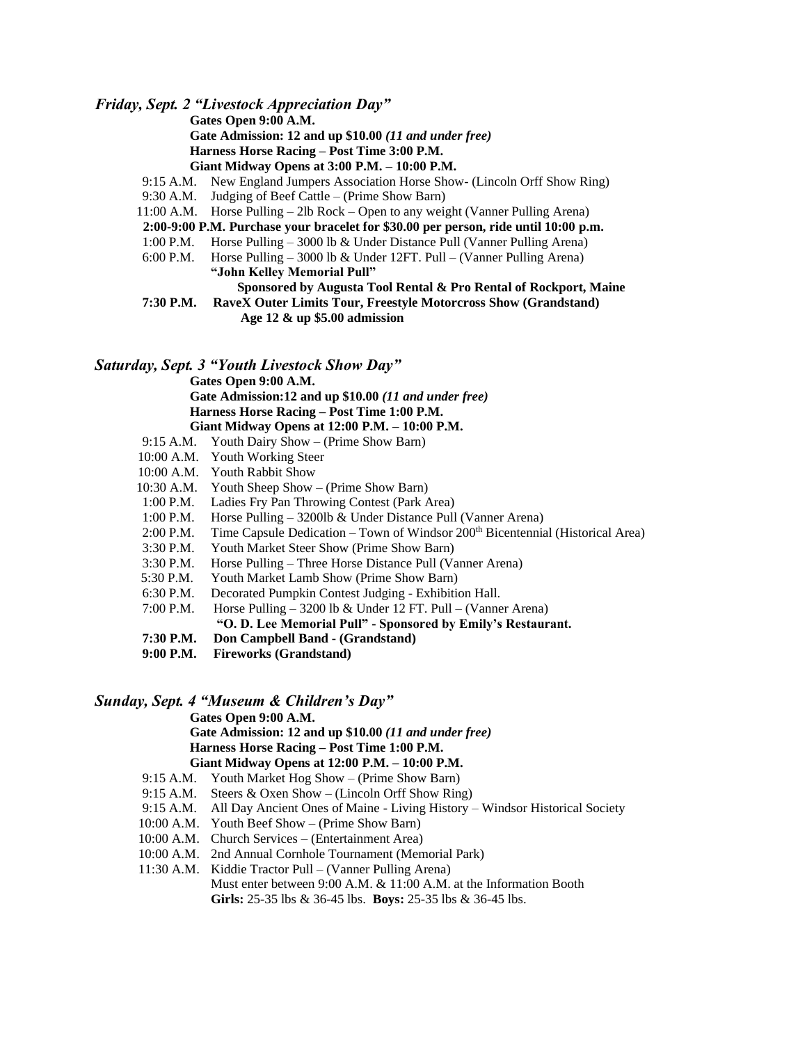### *Friday, Sept. 2 "Livestock Appreciation Day"*

**Gates Open 9:00 A.M.**
**Gate Admission: 12 and up $10.00** ***(11 and under free)***
**Harness Horse Racing – Post Time 3:00 P.M.**
**Giant Midway Opens at 3:00 P.M. – 10:00 P.M.**

9:15 A.M. New England Jumpers Association Horse Show- (Lincoln Orff Show Ring)
9:30 A.M. Judging of Beef Cattle – (Prime Show Barn)
11:00 A.M. Horse Pulling – 2lb Rock – Open to any weight (Vanner Pulling Arena)
**2:00-9:00 P.M. Purchase your bracelet for $30.00 per person, ride until 10:00 p.m.**
1:00 P.M. Horse Pulling – 3000 lb & Under Distance Pull (Vanner Pulling Arena)
6:00 P.M. Horse Pulling – 3000 lb & Under 12FT. Pull – (Vanner Pulling Arena)
**"John Kelley Memorial Pull"**
**Sponsored by Augusta Tool Rental & Pro Rental of Rockport, Maine**
**7:30 P.M. RaveX Outer Limits Tour, Freestyle Motorcross Show (Grandstand)**
**Age 12 & up $5.00 admission**

### *Saturday, Sept. 3 "Youth Livestock Show Day"*

**Gates Open 9:00 A.M.**
**Gate Admission:12 and up $10.00** ***(11 and under free)***
**Harness Horse Racing – Post Time 1:00 P.M.**
**Giant Midway Opens at 12:00 P.M. – 10:00 P.M.**

9:15 A.M. Youth Dairy Show – (Prime Show Barn)
10:00 A.M. Youth Working Steer
10:00 A.M. Youth Rabbit Show
10:30 A.M. Youth Sheep Show – (Prime Show Barn)
1:00 P.M. Ladies Fry Pan Throwing Contest (Park Area)
1:00 P.M. Horse Pulling – 3200lb & Under Distance Pull (Vanner Arena)
2:00 P.M. Time Capsule Dedication – Town of Windsor 200th Bicentennial (Historical Area)
3:30 P.M. Youth Market Steer Show (Prime Show Barn)
3:30 P.M. Horse Pulling – Three Horse Distance Pull (Vanner Arena)
5:30 P.M. Youth Market Lamb Show (Prime Show Barn)
6:30 P.M. Decorated Pumpkin Contest Judging - Exhibition Hall.
7:00 P.M. Horse Pulling – 3200 lb & Under 12 FT. Pull – (Vanner Arena)
**"O. D. Lee Memorial Pull" - Sponsored by Emily's Restaurant.**
**7:30 P.M. Don Campbell Band - (Grandstand)**
**9:00 P.M. Fireworks (Grandstand)**

### *Sunday, Sept. 4 "Museum & Children's Day"*

**Gates Open 9:00 A.M.**
**Gate Admission: 12 and up $10.00** ***(11 and under free)***
**Harness Horse Racing – Post Time 1:00 P.M.**
**Giant Midway Opens at 12:00 P.M. – 10:00 P.M.**

9:15 A.M. Youth Market Hog Show – (Prime Show Barn)
9:15 A.M. Steers & Oxen Show – (Lincoln Orff Show Ring)
9:15 A.M. All Day Ancient Ones of Maine - Living History – Windsor Historical Society
10:00 A.M. Youth Beef Show – (Prime Show Barn)
10:00 A.M. Church Services – (Entertainment Area)
10:00 A.M. 2nd Annual Cornhole Tournament (Memorial Park)
11:30 A.M. Kiddie Tractor Pull – (Vanner Pulling Arena)
Must enter between 9:00 A.M. & 11:00 A.M. at the Information Booth
**Girls:** 25-35 lbs & 36-45 lbs. **Boys:** 25-35 lbs & 36-45 lbs.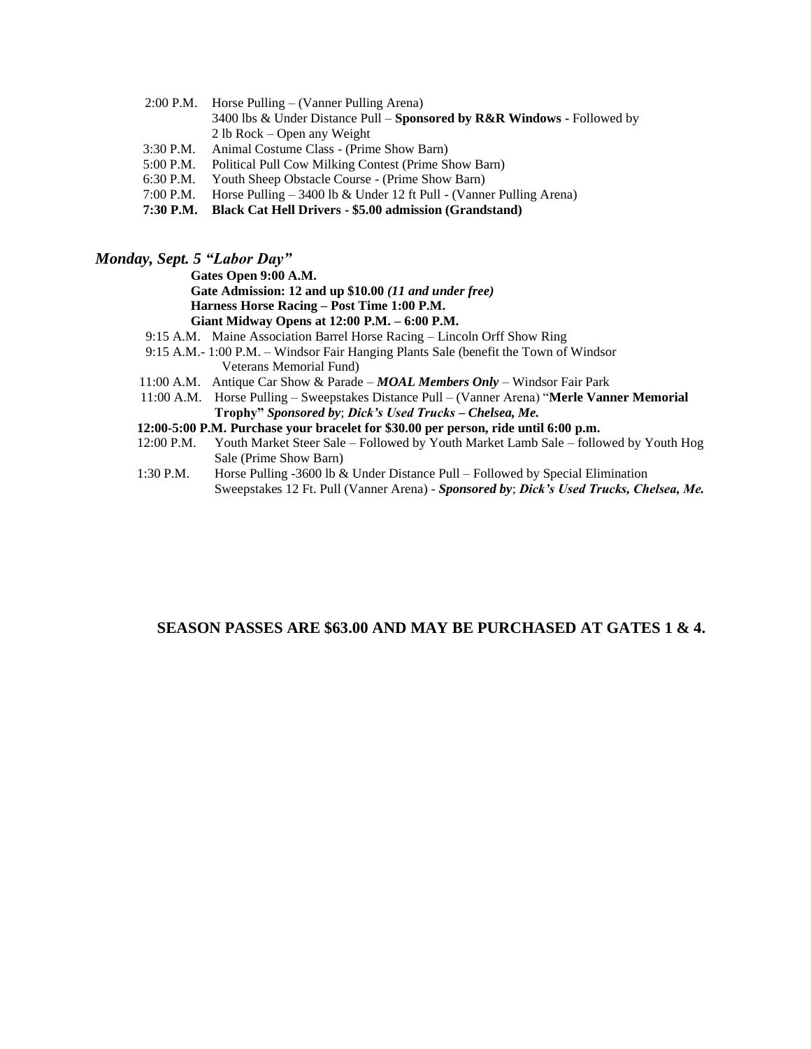2:00 P.M. Horse Pulling – (Vanner Pulling Arena)
3400 lbs & Under Distance Pull – **Sponsored by R&R Windows** - Followed by 2 lb Rock – Open any Weight

3:30 P.M. Animal Costume Class - (Prime Show Barn)

5:00 P.M. Political Pull Cow Milking Contest (Prime Show Barn)

6:30 P.M. Youth Sheep Obstacle Course - (Prime Show Barn)

7:00 P.M. Horse Pulling – 3400 lb & Under 12 ft Pull - (Vanner Pulling Arena)

**7:30 P.M. Black Cat Hell Drivers - $5.00 admission (Grandstand)**

## *Monday, Sept. 5 "Labor Day"*

**Gates Open 9:00 A.M.**
**Gate Admission: 12 and up $10.00** ***(11 and under free)***
**Harness Horse Racing – Post Time 1:00 P.M.**
**Giant Midway Opens at 12:00 P.M. – 6:00 P.M.**

9:15 A.M. Maine Association Barrel Horse Racing – Lincoln Orff Show Ring

9:15 A.M.- 1:00 P.M. – Windsor Fair Hanging Plants Sale (benefit the Town of Windsor Veterans Memorial Fund)

11:00 A.M. Antique Car Show & Parade – ***MOAL Members Only*** – Windsor Fair Park

11:00 A.M. Horse Pulling – Sweepstakes Distance Pull – (Vanner Arena) "**Merle Vanner Memorial Trophy"** ***Sponsored by***; ***Dick's Used Trucks – Chelsea, Me.***

**12:00-5:00 P.M. Purchase your bracelet for $30.00 per person, ride until 6:00 p.m.**

12:00 P.M. Youth Market Steer Sale – Followed by Youth Market Lamb Sale – followed by Youth Hog Sale (Prime Show Barn)

1:30 P.M. Horse Pulling -3600 lb & Under Distance Pull – Followed by Special Elimination Sweepstakes 12 Ft. Pull (Vanner Arena) - ***Sponsored by***; ***Dick's Used Trucks, Chelsea, Me.***

**SEASON PASSES ARE $63.00 AND MAY BE PURCHASED AT GATES 1 & 4.**